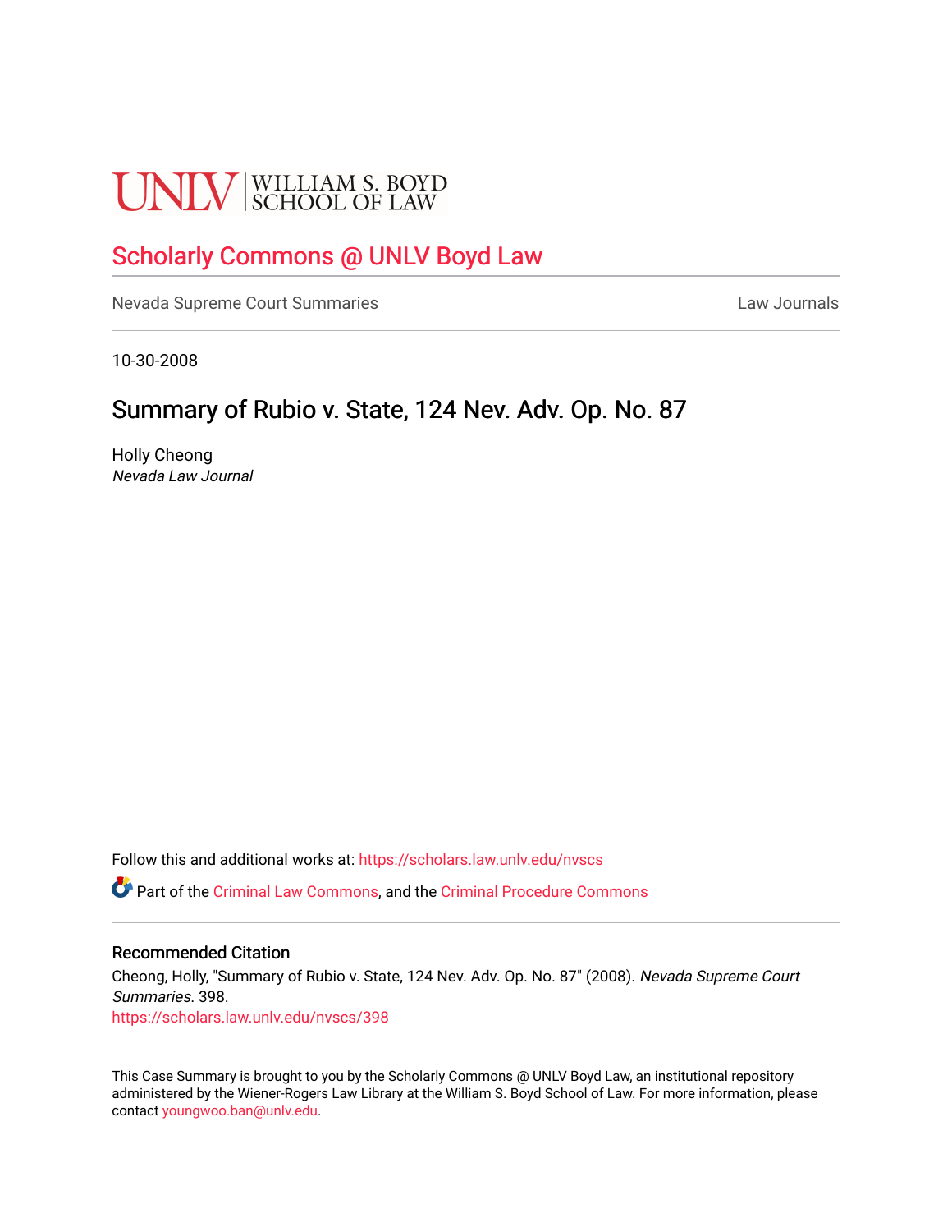UNLV | WILLIAM S. BOYD SCHOOL OF LAW

# Scholarly Commons @ UNLV Boyd Law

Nevada Supreme Court Summaries | Law Journals

10-30-2008

## Summary of Rubio v. State, 124 Nev. Adv. Op. No. 87

Holly Cheong
*Nevada Law Journal*

Follow this and additional works at: https://scholars.law.unlv.edu/nvscs

Part of the Criminal Law Commons, and the Criminal Procedure Commons

### Recommended Citation

Cheong, Holly, "Summary of Rubio v. State, 124 Nev. Adv. Op. No. 87" (2008). *Nevada Supreme Court Summaries*. 398.
https://scholars.law.unlv.edu/nvscs/398

This Case Summary is brought to you by the Scholarly Commons @ UNLV Boyd Law, an institutional repository administered by the Wiener-Rogers Law Library at the William S. Boyd School of Law. For more information, please contact youngwoo.ban@unlv.edu.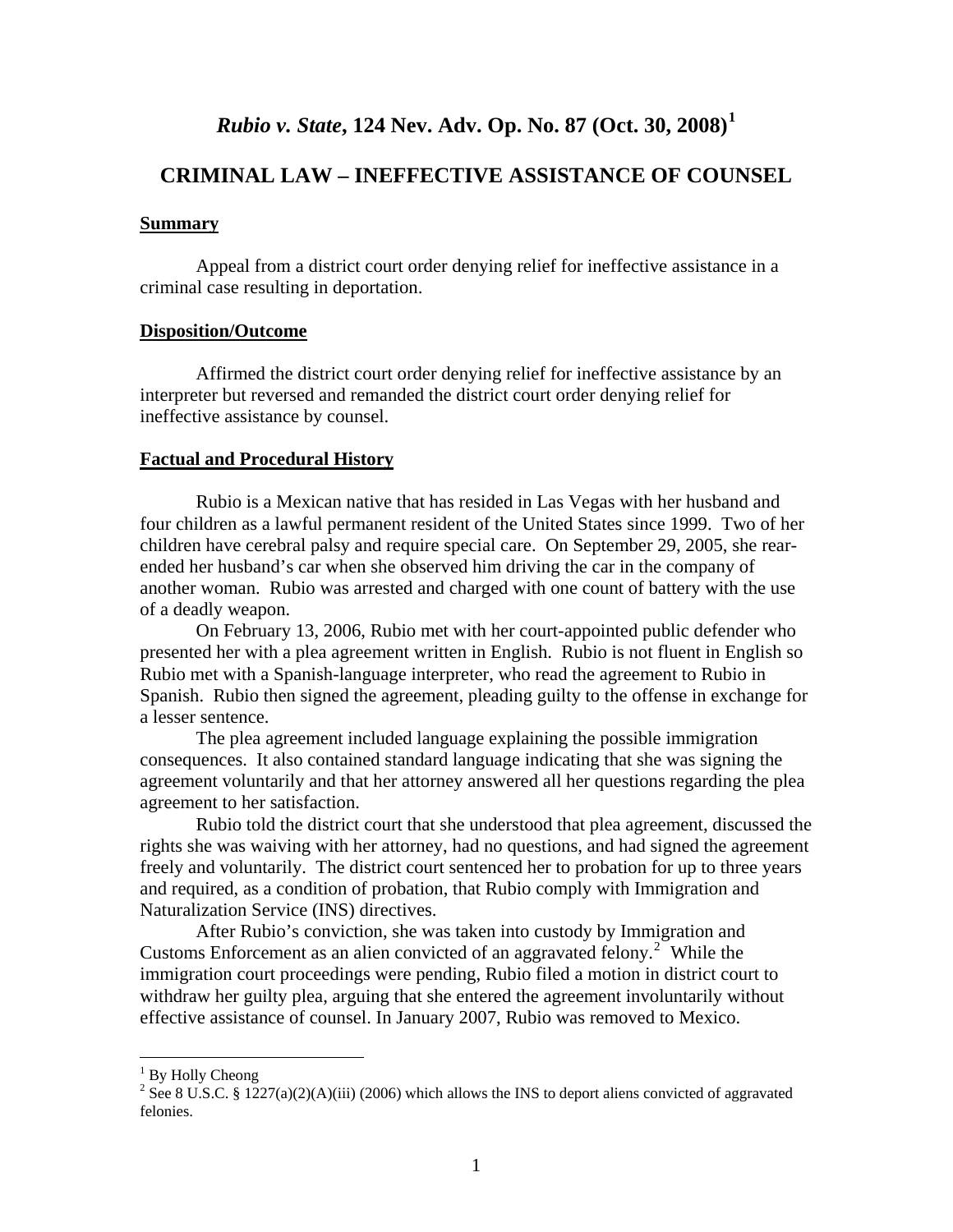# *Rubio v. State*, 124 Nev. Adv. Op. No. 87 (Oct. 30, 2008)[1]

## CRIMINAL LAW – INEFFECTIVE ASSISTANCE OF COUNSEL

### Summary

Appeal from a district court order denying relief for ineffective assistance in a criminal case resulting in deportation.

### Disposition/Outcome

Affirmed the district court order denying relief for ineffective assistance by an interpreter but reversed and remanded the district court order denying relief for ineffective assistance by counsel.

### Factual and Procedural History

Rubio is a Mexican native that has resided in Las Vegas with her husband and four children as a lawful permanent resident of the United States since 1999. Two of her children have cerebral palsy and require special care. On September 29, 2005, she rear-ended her husband's car when she observed him driving the car in the company of another woman. Rubio was arrested and charged with one count of battery with the use of a deadly weapon.

On February 13, 2006, Rubio met with her court-appointed public defender who presented her with a plea agreement written in English. Rubio is not fluent in English so Rubio met with a Spanish-language interpreter, who read the agreement to Rubio in Spanish. Rubio then signed the agreement, pleading guilty to the offense in exchange for a lesser sentence.

The plea agreement included language explaining the possible immigration consequences. It also contained standard language indicating that she was signing the agreement voluntarily and that her attorney answered all her questions regarding the plea agreement to her satisfaction.

Rubio told the district court that she understood that plea agreement, discussed the rights she was waiving with her attorney, had no questions, and had signed the agreement freely and voluntarily. The district court sentenced her to probation for up to three years and required, as a condition of probation, that Rubio comply with Immigration and Naturalization Service (INS) directives.

After Rubio's conviction, she was taken into custody by Immigration and Customs Enforcement as an alien convicted of an aggravated felony.[2] While the immigration court proceedings were pending, Rubio filed a motion in district court to withdraw her guilty plea, arguing that she entered the agreement involuntarily without effective assistance of counsel. In January 2007, Rubio was removed to Mexico.

---

[1] By Holly Cheong

[2] See 8 U.S.C. § 1227(a)(2)(A)(iii) (2006) which allows the INS to deport aliens convicted of aggravated felonies.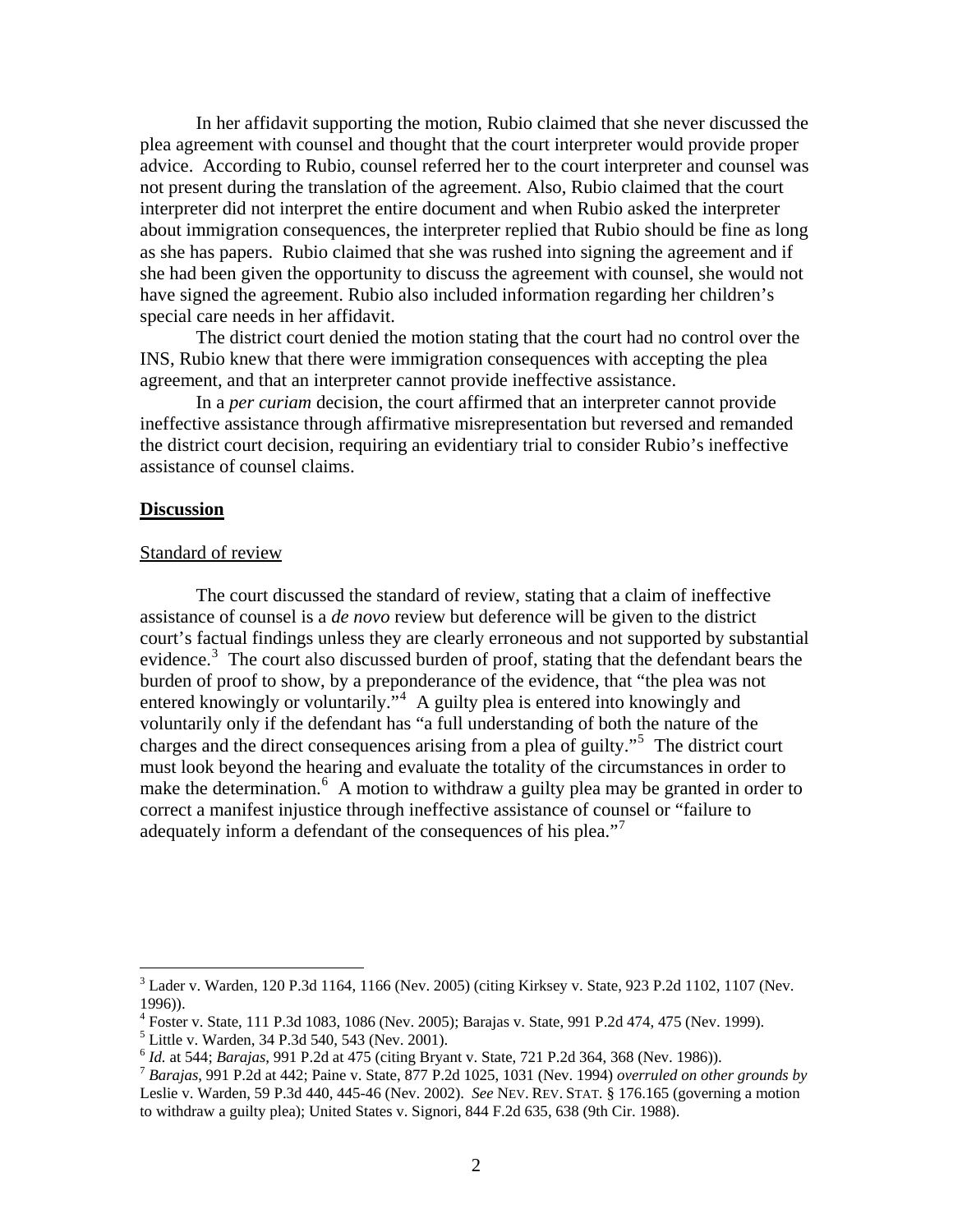In her affidavit supporting the motion, Rubio claimed that she never discussed the plea agreement with counsel and thought that the court interpreter would provide proper advice. According to Rubio, counsel referred her to the court interpreter and counsel was not present during the translation of the agreement. Also, Rubio claimed that the court interpreter did not interpret the entire document and when Rubio asked the interpreter about immigration consequences, the interpreter replied that Rubio should be fine as long as she has papers. Rubio claimed that she was rushed into signing the agreement and if she had been given the opportunity to discuss the agreement with counsel, she would not have signed the agreement. Rubio also included information regarding her children's special care needs in her affidavit.

The district court denied the motion stating that the court had no control over the INS, Rubio knew that there were immigration consequences with accepting the plea agreement, and that an interpreter cannot provide ineffective assistance.

In a *per curiam* decision, the court affirmed that an interpreter cannot provide ineffective assistance through affirmative misrepresentation but reversed and remanded the district court decision, requiring an evidentiary trial to consider Rubio's ineffective assistance of counsel claims.

**Discussion**

Standard of review

The court discussed the standard of review, stating that a claim of ineffective assistance of counsel is a *de novo* review but deference will be given to the district court's factual findings unless they are clearly erroneous and not supported by substantial evidence.[3] The court also discussed burden of proof, stating that the defendant bears the burden of proof to show, by a preponderance of the evidence, that "the plea was not entered knowingly or voluntarily."[4] A guilty plea is entered into knowingly and voluntarily only if the defendant has "a full understanding of both the nature of the charges and the direct consequences arising from a plea of guilty."[5] The district court must look beyond the hearing and evaluate the totality of the circumstances in order to make the determination.[6] A motion to withdraw a guilty plea may be granted in order to correct a manifest injustice through ineffective assistance of counsel or "failure to adequately inform a defendant of the consequences of his plea."[7]

---

[3] Lader v. Warden, 120 P.3d 1164, 1166 (Nev. 2005) (citing Kirksey v. State, 923 P.2d 1102, 1107 (Nev. 1996)).

[4] Foster v. State, 111 P.3d 1083, 1086 (Nev. 2005); Barajas v. State, 991 P.2d 474, 475 (Nev. 1999).

[5] Little v. Warden, 34 P.3d 540, 543 (Nev. 2001).

[6] *Id.* at 544; *Barajas*, 991 P.2d at 475 (citing Bryant v. State, 721 P.2d 364, 368 (Nev. 1986)).

[7] *Barajas*, 991 P.2d at 442; Paine v. State, 877 P.2d 1025, 1031 (Nev. 1994) *overruled on other grounds by* Leslie v. Warden, 59 P.3d 440, 445-46 (Nev. 2002). *See* NEV. REV. STAT. § 176.165 (governing a motion to withdraw a guilty plea); United States v. Signori, 844 F.2d 635, 638 (9th Cir. 1988).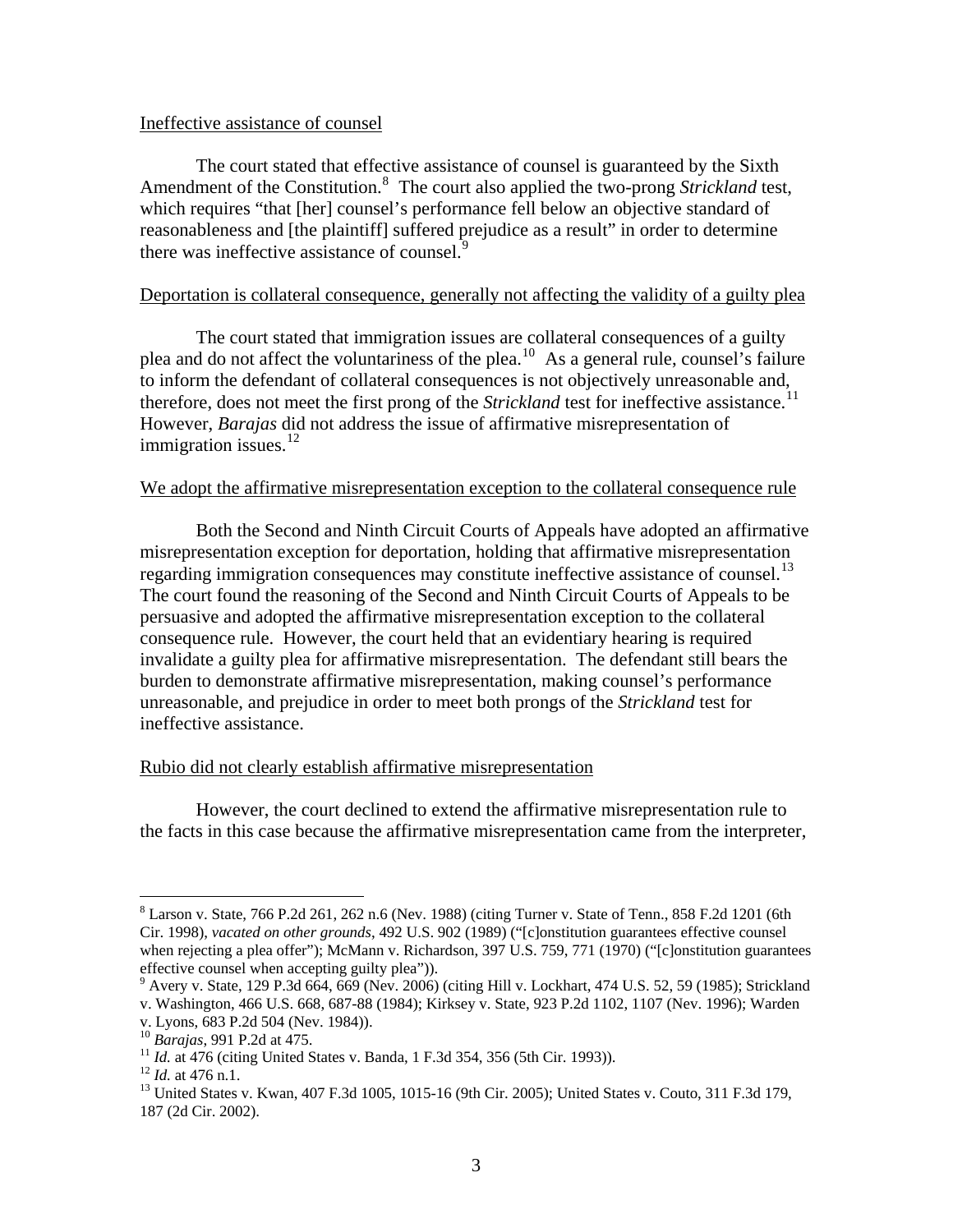Ineffective assistance of counsel

The court stated that effective assistance of counsel is guaranteed by the Sixth Amendment of the Constitution.[8] The court also applied the two-prong *Strickland* test, which requires "that [her] counsel's performance fell below an objective standard of reasonableness and [the plaintiff] suffered prejudice as a result" in order to determine there was ineffective assistance of counsel.[9]

Deportation is collateral consequence, generally not affecting the validity of a guilty plea

The court stated that immigration issues are collateral consequences of a guilty plea and do not affect the voluntariness of the plea.[10] As a general rule, counsel's failure to inform the defendant of collateral consequences is not objectively unreasonable and, therefore, does not meet the first prong of the *Strickland* test for ineffective assistance.[11] However, *Barajas* did not address the issue of affirmative misrepresentation of immigration issues.[12]

We adopt the affirmative misrepresentation exception to the collateral consequence rule

Both the Second and Ninth Circuit Courts of Appeals have adopted an affirmative misrepresentation exception for deportation, holding that affirmative misrepresentation regarding immigration consequences may constitute ineffective assistance of counsel.[13] The court found the reasoning of the Second and Ninth Circuit Courts of Appeals to be persuasive and adopted the affirmative misrepresentation exception to the collateral consequence rule. However, the court held that an evidentiary hearing is required invalidate a guilty plea for affirmative misrepresentation. The defendant still bears the burden to demonstrate affirmative misrepresentation, making counsel's performance unreasonable, and prejudice in order to meet both prongs of the *Strickland* test for ineffective assistance.

Rubio did not clearly establish affirmative misrepresentation

However, the court declined to extend the affirmative misrepresentation rule to the facts in this case because the affirmative misrepresentation came from the interpreter,

---

[8] Larson v. State, 766 P.2d 261, 262 n.6 (Nev. 1988) (citing Turner v. State of Tenn., 858 F.2d 1201 (6th Cir. 1998), *vacated on other grounds*, 492 U.S. 902 (1989) ("[c]onstitution guarantees effective counsel when rejecting a plea offer"); McMann v. Richardson, 397 U.S. 759, 771 (1970) ("[c]onstitution guarantees effective counsel when accepting guilty plea")).

[9] Avery v. State, 129 P.3d 664, 669 (Nev. 2006) (citing Hill v. Lockhart, 474 U.S. 52, 59 (1985); Strickland v. Washington, 466 U.S. 668, 687-88 (1984); Kirksey v. State, 923 P.2d 1102, 1107 (Nev. 1996); Warden v. Lyons, 683 P.2d 504 (Nev. 1984)).

[10] *Barajas*, 991 P.2d at 475.

[11] *Id.* at 476 (citing United States v. Banda, 1 F.3d 354, 356 (5th Cir. 1993)).

[12] *Id.* at 476 n.1.

[13] United States v. Kwan, 407 F.3d 1005, 1015-16 (9th Cir. 2005); United States v. Couto, 311 F.3d 179, 187 (2d Cir. 2002).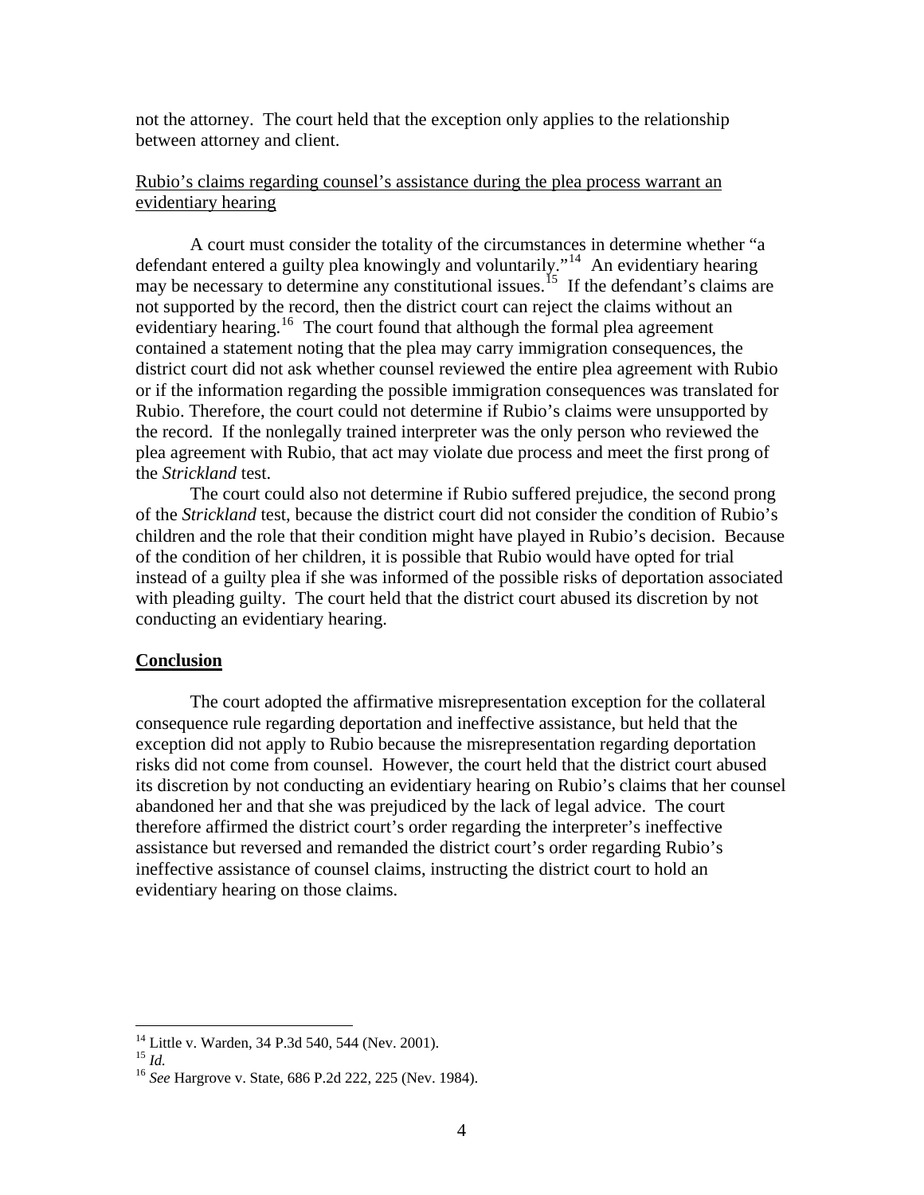not the attorney. The court held that the exception only applies to the relationship between attorney and client.

<u>Rubio's claims regarding counsel's assistance during the plea process warrant an evidentiary hearing</u>

A court must consider the totality of the circumstances in determine whether "a defendant entered a guilty plea knowingly and voluntarily."[14] An evidentiary hearing may be necessary to determine any constitutional issues.[15] If the defendant's claims are not supported by the record, then the district court can reject the claims without an evidentiary hearing.[16] The court found that although the formal plea agreement contained a statement noting that the plea may carry immigration consequences, the district court did not ask whether counsel reviewed the entire plea agreement with Rubio or if the information regarding the possible immigration consequences was translated for Rubio. Therefore, the court could not determine if Rubio's claims were unsupported by the record. If the nonlegally trained interpreter was the only person who reviewed the plea agreement with Rubio, that act may violate due process and meet the first prong of the *Strickland* test.

The court could also not determine if Rubio suffered prejudice, the second prong of the *Strickland* test, because the district court did not consider the condition of Rubio's children and the role that their condition might have played in Rubio's decision. Because of the condition of her children, it is possible that Rubio would have opted for trial instead of a guilty plea if she was informed of the possible risks of deportation associated with pleading guilty. The court held that the district court abused its discretion by not conducting an evidentiary hearing.

## Conclusion

The court adopted the affirmative misrepresentation exception for the collateral consequence rule regarding deportation and ineffective assistance, but held that the exception did not apply to Rubio because the misrepresentation regarding deportation risks did not come from counsel. However, the court held that the district court abused its discretion by not conducting an evidentiary hearing on Rubio's claims that her counsel abandoned her and that she was prejudiced by the lack of legal advice. The court therefore affirmed the district court's order regarding the interpreter's ineffective assistance but reversed and remanded the district court's order regarding Rubio's ineffective assistance of counsel claims, instructing the district court to hold an evidentiary hearing on those claims.

---

[14] Little v. Warden, 34 P.3d 540, 544 (Nev. 2001).

[15] *Id.*

[16] *See* Hargrove v. State, 686 P.2d 222, 225 (Nev. 1984).